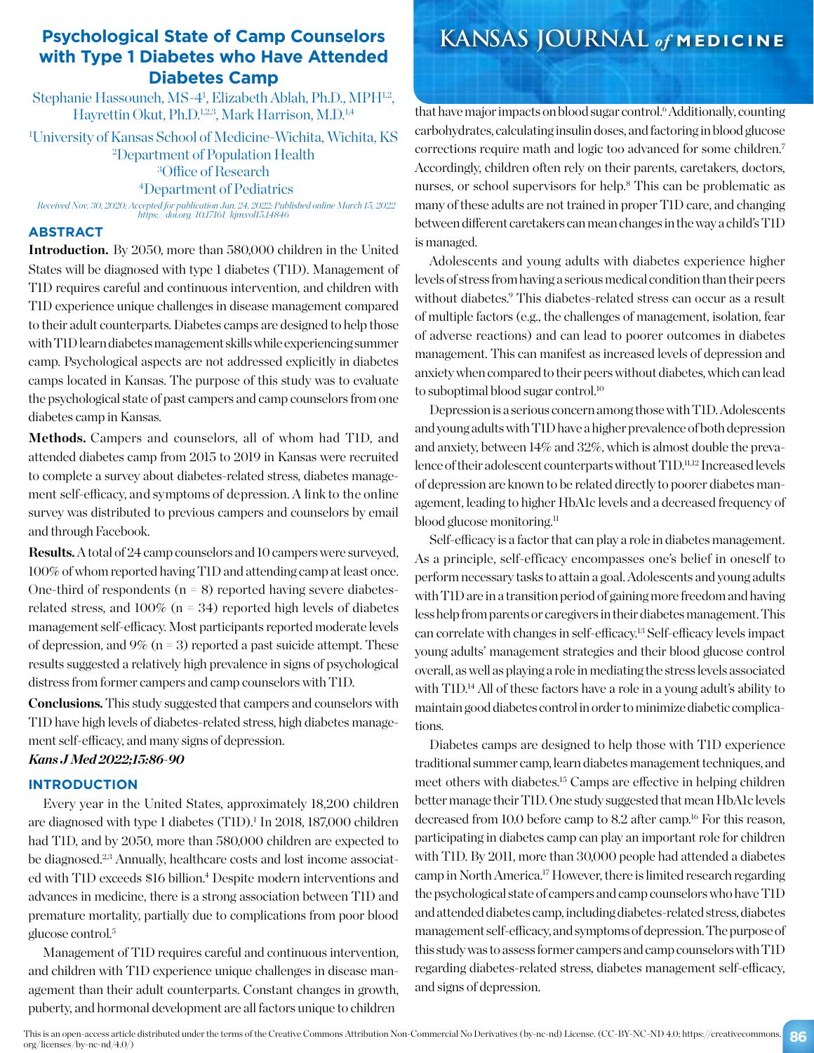# Psychological State of Camp Counselors with Type 1 Diabetes who Have Attended Diabetes Camp

Stephanie Hassouneh, MS-4[1], Elizabeth Ablah, Ph.D., MPH[1,2], Hayrettin Okut, Ph.D.[1,2,3], Mark Harrison, M.D.[1,4]

[1]University of Kansas School of Medicine-Wichita, Wichita, KS
[2]Department of Population Health
[3]Office of Research
[4]Department of Pediatrics

*Received Nov. 30, 2020; Accepted for publication Jan. 24, 2022; Published online March 15, 2022 https://doi.org/10.17161/kjm.vol15.14846*

## ABSTRACT

**Introduction.** By 2050, more than 580,000 children in the United States will be diagnosed with type 1 diabetes (T1D). Management of T1D requires careful and continuous intervention, and children with T1D experience unique challenges in disease management compared to their adult counterparts. Diabetes camps are designed to help those with T1D learn diabetes management skills while experiencing summer camp. Psychological aspects are not addressed explicitly in diabetes camps located in Kansas. The purpose of this study was to evaluate the psychological state of past campers and camp counselors from one diabetes camp in Kansas.

**Methods.** Campers and counselors, all of whom had T1D, and attended diabetes camp from 2015 to 2019 in Kansas were recruited to complete a survey about diabetes-related stress, diabetes management self-efficacy, and symptoms of depression. A link to the online survey was distributed to previous campers and counselors by email and through Facebook.

**Results.** A total of 24 camp counselors and 10 campers were surveyed, 100% of whom reported having T1D and attending camp at least once. One-third of respondents (n = 8) reported having severe diabetes-related stress, and 100% (n = 34) reported high levels of diabetes management self-efficacy. Most participants reported moderate levels of depression, and 9% (n = 3) reported a past suicide attempt. These results suggested a relatively high prevalence in signs of psychological distress from former campers and camp counselors with T1D.

**Conclusions.** This study suggested that campers and counselors with T1D have high levels of diabetes-related stress, high diabetes management self-efficacy, and many signs of depression.

***Kans J Med 2022;15:86-90***

## INTRODUCTION

Every year in the United States, approximately 18,200 children are diagnosed with type 1 diabetes (T1D).[1] In 2018, 187,000 children had T1D, and by 2050, more than 580,000 children are expected to be diagnosed.[2,3] Annually, healthcare costs and lost income associated with T1D exceeds $16 billion.[4] Despite modern interventions and advances in medicine, there is a strong association between T1D and premature mortality, partially due to complications from poor blood glucose control.[5]

Management of T1D requires careful and continuous intervention, and children with T1D experience unique challenges in disease management than their adult counterparts. Constant changes in growth, puberty, and hormonal development are all factors unique to children that have major impacts on blood sugar control.[6] Additionally, counting carbohydrates, calculating insulin doses, and factoring in blood glucose corrections require math and logic too advanced for some children.[7] Accordingly, children often rely on their parents, caretakers, doctors, nurses, or school supervisors for help.[8] This can be problematic as many of these adults are not trained in proper T1D care, and changing between different caretakers can mean changes in the way a child's T1D is managed.

Adolescents and young adults with diabetes experience higher levels of stress from having a serious medical condition than their peers without diabetes.[9] This diabetes-related stress can occur as a result of multiple factors (e.g., the challenges of management, isolation, fear of adverse reactions) and can lead to poorer outcomes in diabetes management. This can manifest as increased levels of depression and anxiety when compared to their peers without diabetes, which can lead to suboptimal blood sugar control.[10]

Depression is a serious concern among those with T1D. Adolescents and young adults with T1D have a higher prevalence of both depression and anxiety, between 14% and 32%, which is almost double the prevalence of their adolescent counterparts without T1D.[11,12] Increased levels of depression are known to be related directly to poorer diabetes management, leading to higher HbA1c levels and a decreased frequency of blood glucose monitoring.[11]

Self-efficacy is a factor that can play a role in diabetes management. As a principle, self-efficacy encompasses one's belief in oneself to perform necessary tasks to attain a goal. Adolescents and young adults with T1D are in a transition period of gaining more freedom and having less help from parents or caregivers in their diabetes management. This can correlate with changes in self-efficacy.[13] Self-efficacy levels impact young adults' management strategies and their blood glucose control overall, as well as playing a role in mediating the stress levels associated with T1D.[14] All of these factors have a role in a young adult's ability to maintain good diabetes control in order to minimize diabetic complications.

Diabetes camps are designed to help those with T1D experience traditional summer camp, learn diabetes management techniques, and meet others with diabetes.[15] Camps are effective in helping children better manage their T1D. One study suggested that mean HbA1c levels decreased from 10.0 before camp to 8.2 after camp.[16] For this reason, participating in diabetes camp can play an important role for children with T1D. By 2011, more than 30,000 people had attended a diabetes camp in North America.[17] However, there is limited research regarding the psychological state of campers and camp counselors who have T1D and attended diabetes camp, including diabetes-related stress, diabetes management self-efficacy, and symptoms of depression. The purpose of this study was to assess former campers and camp counselors with T1D regarding diabetes-related stress, diabetes management self-efficacy, and signs of depression.

This is an open-access article distributed under the terms of the Creative Commons Attribution Non-Commercial No Derivatives (by-nc-nd) License. (CC-BY-NC-ND 4.0: https://creativecommons.org/licenses/by-nc-nd/4.0/)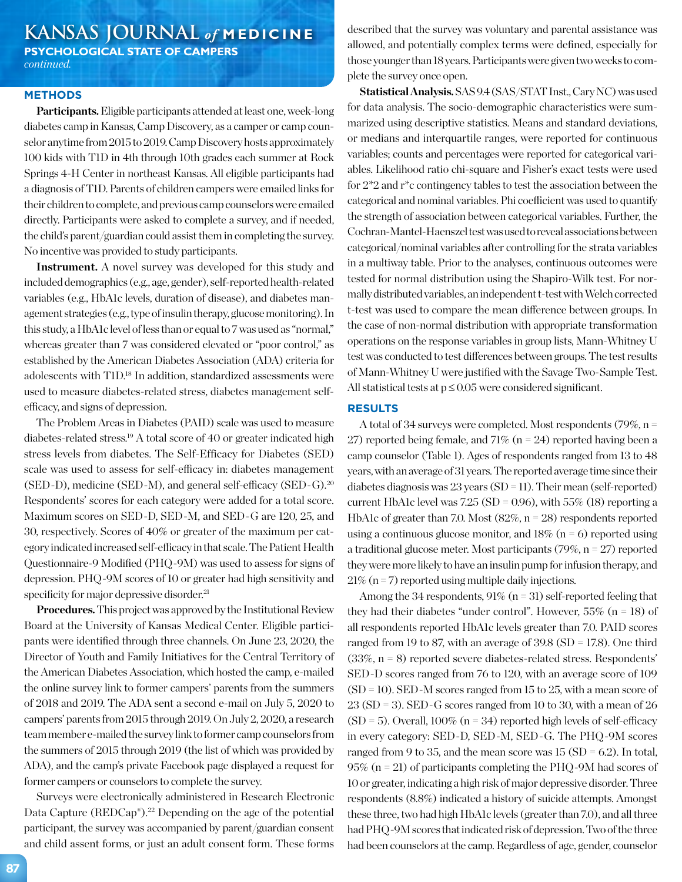## METHODS

**Participants.** Eligible participants attended at least one, week-long diabetes camp in Kansas, Camp Discovery, as a camper or camp counselor anytime from 2015 to 2019. Camp Discovery hosts approximately 100 kids with T1D in 4th through 10th grades each summer at Rock Springs 4-H Center in northeast Kansas. All eligible participants had a diagnosis of T1D. Parents of children campers were emailed links for their children to complete, and previous camp counselors were emailed directly. Participants were asked to complete a survey, and if needed, the child's parent/guardian could assist them in completing the survey. No incentive was provided to study participants.

**Instrument.** A novel survey was developed for this study and included demographics (e.g., age, gender), self-reported health-related variables (e.g., HbA1c levels, duration of disease), and diabetes management strategies (e.g., type of insulin therapy, glucose monitoring). In this study, a HbA1c level of less than or equal to 7 was used as "normal," whereas greater than 7 was considered elevated or "poor control," as established by the American Diabetes Association (ADA) criteria for adolescents with T1D.[18] In addition, standardized assessments were used to measure diabetes-related stress, diabetes management self-efficacy, and signs of depression.

The Problem Areas in Diabetes (PAID) scale was used to measure diabetes-related stress.[19] A total score of 40 or greater indicated high stress levels from diabetes. The Self-Efficacy for Diabetes (SED) scale was used to assess for self-efficacy in: diabetes management (SED-D), medicine (SED-M), and general self-efficacy (SED-G).[20] Respondents' scores for each category were added for a total score. Maximum scores on SED-D, SED-M, and SED-G are 120, 25, and 30, respectively. Scores of 40% or greater of the maximum per category indicated increased self-efficacy in that scale. The Patient Health Questionnaire-9 Modified (PHQ-9M) was used to assess for signs of depression. PHQ-9M scores of 10 or greater had high sensitivity and specificity for major depressive disorder.[21]

**Procedures.** This project was approved by the Institutional Review Board at the University of Kansas Medical Center. Eligible participants were identified through three channels. On June 23, 2020, the Director of Youth and Family Initiatives for the Central Territory of the American Diabetes Association, which hosted the camp, e-mailed the online survey link to former campers' parents from the summers of 2018 and 2019. The ADA sent a second e-mail on July 5, 2020 to campers' parents from 2015 through 2019. On July 2, 2020, a research team member e-mailed the survey link to former camp counselors from the summers of 2015 through 2019 (the list of which was provided by ADA), and the camp's private Facebook page displayed a request for former campers or counselors to complete the survey.

Surveys were electronically administered in Research Electronic Data Capture (REDCap®).[22] Depending on the age of the potential participant, the survey was accompanied by parent/guardian consent and child assent forms, or just an adult consent form. These forms described that the survey was voluntary and parental assistance was allowed, and potentially complex terms were defined, especially for those younger than 18 years. Participants were given two weeks to complete the survey once open.

**Statistical Analysis.** SAS 9.4 (SAS/STAT Inst., Cary NC) was used for data analysis. The socio-demographic characteristics were summarized using descriptive statistics. Means and standard deviations, or medians and interquartile ranges, were reported for continuous variables; counts and percentages were reported for categorical variables. Likelihood ratio chi-square and Fisher's exact tests were used for 2*2 and r*c contingency tables to test the association between the categorical and nominal variables. Phi coefficient was used to quantify the strength of association between categorical variables. Further, the Cochran-Mantel-Haenszel test was used to reveal associations between categorical/nominal variables after controlling for the strata variables in a multiway table. Prior to the analyses, continuous outcomes were tested for normal distribution using the Shapiro-Wilk test. For normally distributed variables, an independent t-test with Welch corrected t-test was used to compare the mean difference between groups. In the case of non-normal distribution with appropriate transformation operations on the response variables in group lists, Mann-Whitney U test was conducted to test differences between groups. The test results of Mann-Whitney U were justified with the Savage Two-Sample Test. All statistical tests at $p \leq 0.05$ were considered significant.

## RESULTS

A total of 34 surveys were completed. Most respondents (79%, n = 27) reported being female, and 71% (n = 24) reported having been a camp counselor (Table 1). Ages of respondents ranged from 13 to 48 years, with an average of 31 years. The reported average time since their diabetes diagnosis was 23 years (SD = 11). Their mean (self-reported) current HbA1c level was 7.25 (SD = 0.96), with 55% (18) reporting a HbA1c of greater than 7.0. Most (82%, n = 28) respondents reported using a continuous glucose monitor, and 18% (n = 6) reported using a traditional glucose meter. Most participants (79%, n = 27) reported they were more likely to have an insulin pump for infusion therapy, and 21% (n = 7) reported using multiple daily injections.

Among the 34 respondents, 91% (n = 31) self-reported feeling that they had their diabetes "under control". However, 55% (n = 18) of all respondents reported HbA1c levels greater than 7.0. PAID scores ranged from 19 to 87, with an average of 39.8 (SD = 17.8). One third (33%, n = 8) reported severe diabetes-related stress. Respondents' SED-D scores ranged from 76 to 120, with an average score of 109 (SD = 10). SED-M scores ranged from 15 to 25, with a mean score of 23 (SD = 3). SED-G scores ranged from 10 to 30, with a mean of 26 (SD = 5). Overall, 100% (n = 34) reported high levels of self-efficacy in every category: SED-D, SED-M, SED-G. The PHQ-9M scores ranged from 9 to 35, and the mean score was 15 (SD = 6.2). In total, 95% (n = 21) of participants completing the PHQ-9M had scores of 10 or greater, indicating a high risk of major depressive disorder. Three respondents (8.8%) indicated a history of suicide attempts. Amongst these three, two had high HbA1c levels (greater than 7.0), and all three had PHQ-9M scores that indicated risk of depression. Two of the three had been counselors at the camp. Regardless of age, gender, counselor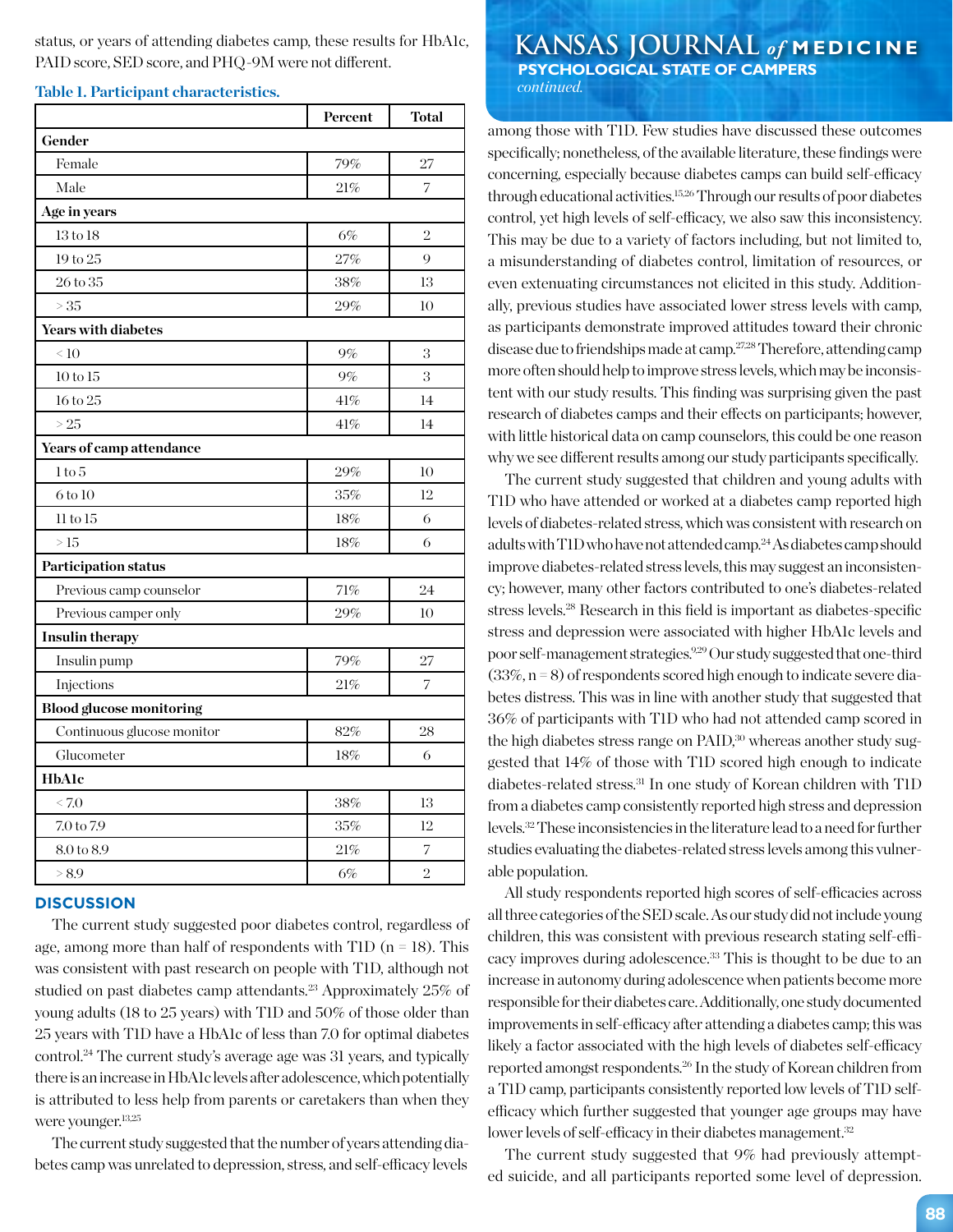status, or years of attending diabetes camp, these results for HbA1c, PAID score, SED score, and PHQ-9M were not different.

**Table 1. Participant characteristics.**

| | Percent | Total |
|---|---|---|
| **Gender** | | |
| Female | 79% | 27 |
| Male | 21% | 7 |
| **Age in years** | | |
| 13 to 18 | 6% | 2 |
| 19 to 25 | 27% | 9 |
| 26 to 35 | 38% | 13 |
| > 35 | 29% | 10 |
| **Years with diabetes** | | |
| < 10 | 9% | 3 |
| 10 to 15 | 9% | 3 |
| 16 to 25 | 41% | 14 |
| > 25 | 41% | 14 |
| **Years of camp attendance** | | |
| 1 to 5 | 29% | 10 |
| 6 to 10 | 35% | 12 |
| 11 to 15 | 18% | 6 |
| > 15 | 18% | 6 |
| **Participation status** | | |
| Previous camp counselor | 71% | 24 |
| Previous camper only | 29% | 10 |
| **Insulin therapy** | | |
| Insulin pump | 79% | 27 |
| Injections | 21% | 7 |
| **Blood glucose monitoring** | | |
| Continuous glucose monitor | 82% | 28 |
| Glucometer | 18% | 6 |
| **HbA1c** | | |
| < 7.0 | 38% | 13 |
| 7.0 to 7.9 | 35% | 12 |
| 8.0 to 8.9 | 21% | 7 |
| > 8.9 | 6% | 2 |

## DISCUSSION

The current study suggested poor diabetes control, regardless of age, among more than half of respondents with T1D (n = 18). This was consistent with past research on people with T1D, although not studied on past diabetes camp attendants.[23] Approximately 25% of young adults (18 to 25 years) with T1D and 50% of those older than 25 years with T1D have a HbA1c of less than 7.0 for optimal diabetes control.[24] The current study's average age was 31 years, and typically there is an increase in HbA1c levels after adolescence, which potentially is attributed to less help from parents or caretakers than when they were younger.[13,25]

The current study suggested that the number of years attending diabetes camp was unrelated to depression, stress, and self-efficacy levels among those with T1D. Few studies have discussed these outcomes specifically; nonetheless, of the available literature, these findings were concerning, especially because diabetes camps can build self-efficacy through educational activities.[15,26] Through our results of poor diabetes control, yet high levels of self-efficacy, we also saw this inconsistency. This may be due to a variety of factors including, but not limited to, a misunderstanding of diabetes control, limitation of resources, or even extenuating circumstances not elicited in this study. Additionally, previous studies have associated lower stress levels with camp, as participants demonstrate improved attitudes toward their chronic disease due to friendships made at camp.[27,28] Therefore, attending camp more often should help to improve stress levels, which may be inconsistent with our study results. This finding was surprising given the past research of diabetes camps and their effects on participants; however, with little historical data on camp counselors, this could be one reason why we see different results among our study participants specifically.

The current study suggested that children and young adults with T1D who have attended or worked at a diabetes camp reported high levels of diabetes-related stress, which was consistent with research on adults with T1D who have not attended camp.[24] As diabetes camp should improve diabetes-related stress levels, this may suggest an inconsistency; however, many other factors contributed to one's diabetes-related stress levels.[28] Research in this field is important as diabetes-specific stress and depression were associated with higher HbA1c levels and poor self-management strategies.[9,29] Our study suggested that one-third (33%, n = 8) of respondents scored high enough to indicate severe diabetes distress. This was in line with another study that suggested that 36% of participants with T1D who had not attended camp scored in the high diabetes stress range on PAID,[30] whereas another study suggested that 14% of those with T1D scored high enough to indicate diabetes-related stress.[31] In one study of Korean children with T1D from a diabetes camp consistently reported high stress and depression levels.[32] These inconsistencies in the literature lead to a need for further studies evaluating the diabetes-related stress levels among this vulnerable population.

All study respondents reported high scores of self-efficacies across all three categories of the SED scale. As our study did not include young children, this was consistent with previous research stating self-efficacy improves during adolescence.[33] This is thought to be due to an increase in autonomy during adolescence when patients become more responsible for their diabetes care. Additionally, one study documented improvements in self-efficacy after attending a diabetes camp; this was likely a factor associated with the high levels of diabetes self-efficacy reported amongst respondents.[26] In the study of Korean children from a T1D camp, participants consistently reported low levels of T1D self-efficacy which further suggested that younger age groups may have lower levels of self-efficacy in their diabetes management.[32]

The current study suggested that 9% had previously attempted suicide, and all participants reported some level of depression.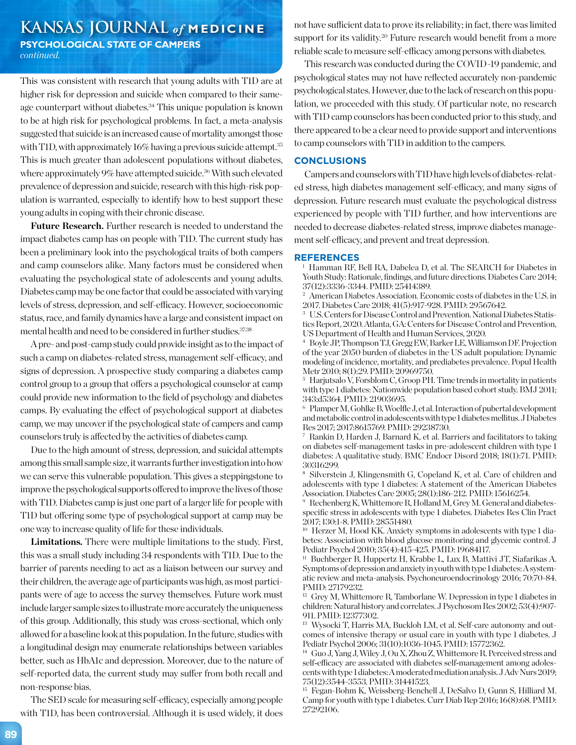This was consistent with research that young adults with T1D are at higher risk for depression and suicide when compared to their same-age counterpart without diabetes.[34] This unique population is known to be at high risk for psychological problems. In fact, a meta-analysis suggested that suicide is an increased cause of mortality amongst those with T1D, with approximately 16% having a previous suicide attempt.[35] This is much greater than adolescent populations without diabetes, where approximately 9% have attempted suicide.[36] With such elevated prevalence of depression and suicide, research with this high-risk population is warranted, especially to identify how to best support these young adults in coping with their chronic disease.

**Future Research.** Further research is needed to understand the impact diabetes camp has on people with T1D. The current study has been a preliminary look into the psychological traits of both campers and camp counselors alike. Many factors must be considered when evaluating the psychological state of adolescents and young adults. Diabetes camp may be one factor that could be associated with varying levels of stress, depression, and self-efficacy. However, socioeconomic status, race, and family dynamics have a large and consistent impact on mental health and need to be considered in further studies.[37,38]

A pre- and post-camp study could provide insight as to the impact of such a camp on diabetes-related stress, management self-efficacy, and signs of depression. A prospective study comparing a diabetes camp control group to a group that offers a psychological counselor at camp could provide new information to the field of psychology and diabetes camps. By evaluating the effect of psychological support at diabetes camp, we may uncover if the psychological state of campers and camp counselors truly is affected by the activities of diabetes camp.

Due to the high amount of stress, depression, and suicidal attempts among this small sample size, it warrants further investigation into how we can serve this vulnerable population. This gives a steppingstone to improve the psychological supports offered to improve the lives of those with T1D. Diabetes camp is just one part of a larger life for people with T1D but offering some type of psychological support at camp may be one way to increase quality of life for these individuals.

**Limitations.** There were multiple limitations to the study. First, this was a small study including 34 respondents with T1D. Due to the barrier of parents needing to act as a liaison between our survey and their children, the average age of participants was high, as most participants were of age to access the survey themselves. Future work must include larger sample sizes to illustrate more accurately the uniqueness of this group. Additionally, this study was cross-sectional, which only allowed for a baseline look at this population. In the future, studies with a longitudinal design may enumerate relationships between variables better, such as HbA1c and depression. Moreover, due to the nature of self-reported data, the current study may suffer from both recall and non-response bias.

The SED scale for measuring self-efficacy, especially among people with T1D, has been controversial. Although it is used widely, it does not have sufficient data to prove its reliability; in fact, there was limited support for its validity.[20] Future research would benefit from a more reliable scale to measure self-efficacy among persons with diabetes.

This research was conducted during the COVID-19 pandemic, and psychological states may not have reflected accurately non-pandemic psychological states. However, due to the lack of research on this population, we proceeded with this study. Of particular note, no research with T1D camp counselors has been conducted prior to this study, and there appeared to be a clear need to provide support and interventions to camp counselors with T1D in addition to the campers.

## CONCLUSIONS

Campers and counselors with T1D have high levels of diabetes-related stress, high diabetes management self-efficacy, and many signs of depression. Future research must evaluate the psychological distress experienced by people with T1D further, and how interventions are needed to decrease diabetes-related stress, improve diabetes management self-efficacy, and prevent and treat depression.

## REFERENCES

1. Hamman RF, Bell RA, Dabelea D, et al. The SEARCH for Diabetes in Youth Study: Rationale, findings, and future directions. Diabetes Care 2014; 37(12):3336-3344. PMID: 25414389.
2. American Diabetes Association. Economic costs of diabetes in the U.S. in 2017. Diabetes Care 2018; 41(5):917-928. PMID: 29567642.
3. U.S. Centers for Disease Control and Prevention. National Diabetes Statistics Report, 2020. Atlanta, GA: Centers for Disease Control and Prevention, US Department of Health and Human Services, 2020.
4. Boyle JP, Thompson TJ, Gregg EW, Barker LE, Williamson DF. Projection of the year 2050 burden of diabetes in the US adult population: Dynamic modeling of incidence, mortality, and prediabetes prevalence. Popul Health Metr 2010; 8(1):29. PMID: 20969750.
5. Harjutsalo V, Forsblom C, Groop PH. Time trends in mortality in patients with type 1 diabetes: Nationwide population based cohort study. BMJ 2011; 343:d5364. PMID: 21903695.
6. Plamper M, Gohlke B, Woelfle J, et al. Interaction of pubertal development and metabolic control in adolescents with type 1 diabetes mellitus. J Diabetes Res 2017; 2017:8615769. PMID: 29238730.
7. Rankin D, Harden J, Barnard K, et al. Barriers and facilitators to taking on diabetes self-management tasks in pre-adolescent children with type 1 diabetes: A qualitative study. BMC Endocr Disord 2018; 18(1):71. PMID: 30316299.
8. Silverstein J, Klingensmith G, Copeland K, et al. Care of children and adolescents with type 1 diabetes: A statement of the American Diabetes Association. Diabetes Care 2005; 28(1):186-212. PMID: 15616254.
9. Rechenberg K, Whittemore R, Holland M, Grey M. General and diabetes-specific stress in adolescents with type 1 diabetes. Diabetes Res Clin Pract 2017; 130:1-8. PMID: 28551480.
10. Herzer M, Hood KK. Anxiety symptoms in adolescents with type 1 diabetes: Association with blood glucose monitoring and glycemic control. J Pediatr Psychol 2010; 35(4):415-425. PMID: 19684117.
11. Buchberger B, Huppertz H, Krabbe L, Lux B, Mattivi JT, Siafarikas A. Symptoms of depression and anxiety in youth with type 1 diabetes: A systematic review and meta-analysis. Psychoneuroendocrinology 2016; 70:70-84. PMID: 27179232.
12. Grey M, Whittemore R, Tamborlane W. Depression in type 1 diabetes in children: Natural history and correlates. J Psychosom Res 2002; 53(4):907-911. PMID: 12377302.
13. Wysocki T, Harris MA, Buckloh LM, et al. Self-care autonomy and outcomes of intensive therapy or usual care in youth with type 1 diabetes. J Pediatr Psychol 2006; 31(10):1036-1045. PMID: 15772362.
14. Guo J, Yang J, Wiley J, Ou X, Zhou Z, Whittemore R. Perceived stress and self-efficacy are associated with diabetes self-management among adolescents with type 1 diabetes: A moderated mediation analysis. J Adv Nurs 2019; 75(12):3544-3553. PMID: 31441523.
15. Fegan-Bohm K, Weissberg-Benchell J, DeSalvo D, Gunn S, Hilliard M. Camp for youth with type 1 diabetes. Curr Diab Rep 2016; 16(8):68. PMID: 27292106.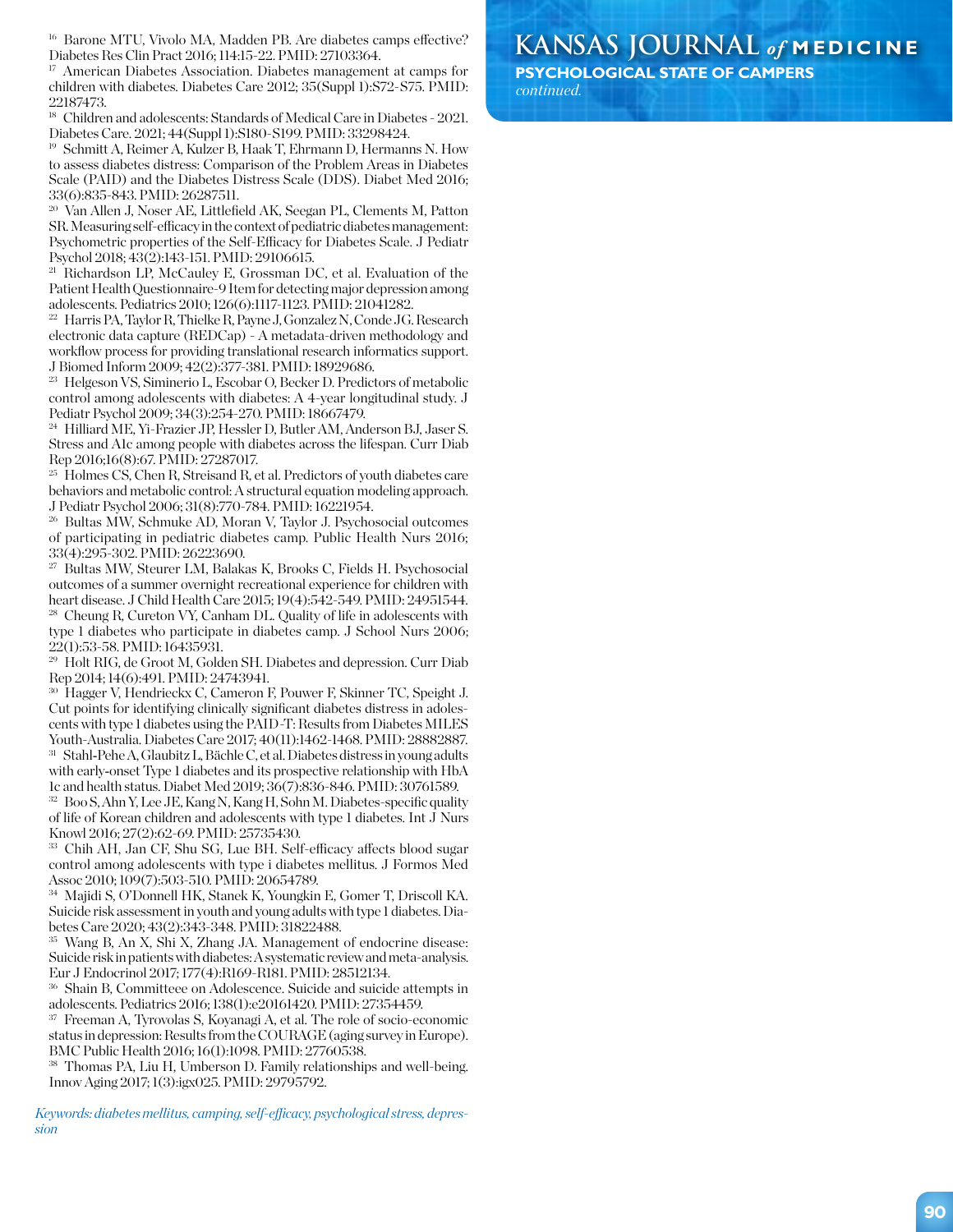[16] Barone MTU, Vivolo MA, Madden PB. Are diabetes camps effective? Diabetes Res Clin Pract 2016; 114:15-22. PMID: 27103364.

[17] American Diabetes Association. Diabetes management at camps for children with diabetes. Diabetes Care 2012; 35(Suppl 1):S72-S75. PMID: 22187473.

[18] Children and adolescents: Standards of Medical Care in Diabetes - 2021. Diabetes Care. 2021; 44(Suppl 1):S180-S199. PMID: 33298424.

[19] Schmitt A, Reimer A, Kulzer B, Haak T, Ehrmann D, Hermanns N. How to assess diabetes distress: Comparison of the Problem Areas in Diabetes Scale (PAID) and the Diabetes Distress Scale (DDS). Diabet Med 2016; 33(6):835-843. PMID: 26287511.

[20] Van Allen J, Noser AE, Littlefield AK, Seegan PL, Clements M, Patton SR. Measuring self-efficacy in the context of pediatric diabetes management: Psychometric properties of the Self-Efficacy for Diabetes Scale. J Pediatr Psychol 2018; 43(2):143-151. PMID: 29106615.

[21] Richardson LP, McCauley E, Grossman DC, et al. Evaluation of the Patient Health Questionnaire-9 Item for detecting major depression among adolescents. Pediatrics 2010; 126(6):1117-1123. PMID: 21041282.

[22] Harris PA, Taylor R, Thielke R, Payne J, Gonzalez N, Conde JG. Research electronic data capture (REDCap) - A metadata-driven methodology and workflow process for providing translational research informatics support. J Biomed Inform 2009; 42(2):377-381. PMID: 18929686.

[23] Helgeson VS, Siminerio L, Escobar O, Becker D. Predictors of metabolic control among adolescents with diabetes: A 4-year longitudinal study. J Pediatr Psychol 2009; 34(3):254-270. PMID: 18667479.

[24] Hilliard ME, Yi-Frazier JP, Hessler D, Butler AM, Anderson BJ, Jaser S. Stress and A1c among people with diabetes across the lifespan. Curr Diab Rep 2016;16(8):67. PMID: 27287017.

[25] Holmes CS, Chen R, Streisand R, et al. Predictors of youth diabetes care behaviors and metabolic control: A structural equation modeling approach. J Pediatr Psychol 2006; 31(8):770-784. PMID: 16221954.

[26] Bultas MW, Schmuke AD, Moran V, Taylor J. Psychosocial outcomes of participating in pediatric diabetes camp. Public Health Nurs 2016; 33(4):295-302. PMID: 26223690.

[27] Bultas MW, Steurer LM, Balakas K, Brooks C, Fields H. Psychosocial outcomes of a summer overnight recreational experience for children with heart disease. J Child Health Care 2015; 19(4):542-549. PMID: 24951544.

[28] Cheung R, Cureton VY, Canham DL. Quality of life in adolescents with type 1 diabetes who participate in diabetes camp. J School Nurs 2006; 22(1):53-58. PMID: 16435931.

[29] Holt RIG, de Groot M, Golden SH. Diabetes and depression. Curr Diab Rep 2014; 14(6):491. PMID: 24743941.

[30] Hagger V, Hendrieckx C, Cameron F, Pouwer F, Skinner TC, Speight J. Cut points for identifying clinically significant diabetes distress in adolescents with type 1 diabetes using the PAID-T: Results from Diabetes MILES Youth-Australia. Diabetes Care 2017; 40(11):1462-1468. PMID: 28882887.

[31] Stahl-Pehe A, Glaubitz L, Bächle C, et al. Diabetes distress in young adults with early-onset Type 1 diabetes and its prospective relationship with HbA 1c and health status. Diabet Med 2019; 36(7):836-846. PMID: 30761589.

[32] Boo S, Ahn Y, Lee JE, Kang N, Kang H, Sohn M. Diabetes-specific quality of life of Korean children and adolescents with type 1 diabetes. Int J Nurs Knowl 2016; 27(2):62-69. PMID: 25735430.

[33] Chih AH, Jan CF, Shu SG, Lue BH. Self-efficacy affects blood sugar control among adolescents with type i diabetes mellitus. J Formos Med Assoc 2010; 109(7):503-510. PMID: 20654789.

[34] Majidi S, O'Donnell HK, Stanek K, Youngkin E, Gomer T, Driscoll KA. Suicide risk assessment in youth and young adults with type 1 diabetes. Diabetes Care 2020; 43(2):343-348. PMID: 31822488.

[35] Wang B, An X, Shi X, Zhang JA. Management of endocrine disease: Suicide risk in patients with diabetes: A systematic review and meta-analysis. Eur J Endocrinol 2017; 177(4):R169-R181. PMID: 28512134.

[36] Shain B, Committeee on Adolescence. Suicide and suicide attempts in adolescents. Pediatrics 2016; 138(1):e20161420. PMID: 27354459.

[37] Freeman A, Tyrovolas S, Koyanagi A, et al. The role of socio-economic status in depression: Results from the COURAGE (aging survey in Europe). BMC Public Health 2016; 16(1):1098. PMID: 27760538.

[38] Thomas PA, Liu H, Umberson D. Family relationships and well-being. Innov Aging 2017; 1(3):igx025. PMID: 29795792.

*Keywords: diabetes mellitus, camping, self-efficacy, psychological stress, depression*